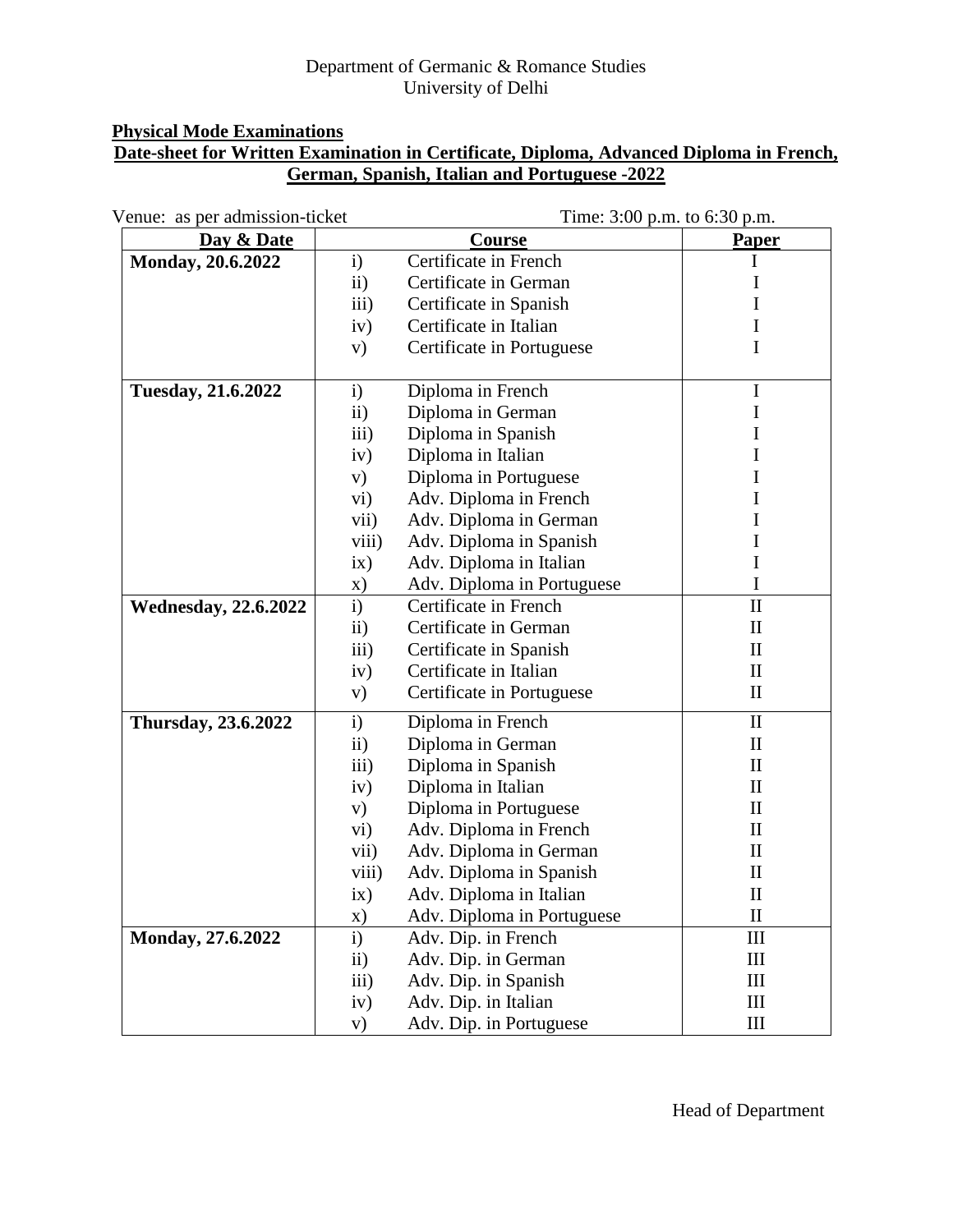Department of Germanic & Romance Studies
University of Delhi

**Physical Mode Examinations**

**Date-sheet for Written Examination in Certificate, Diploma, Advanced Diploma in French, German, Spanish, Italian and Portuguese -2022**

Venue: as per admission-ticket Time: 3:00 p.m. to 6:30 p.m.

| Day & Date | Course | Paper |
|---|---|---|
| **Monday, 20.6.2022** | i) Certificate in French | I |
| | ii) Certificate in German | I |
| | iii) Certificate in Spanish | I |
| | iv) Certificate in Italian | I |
| | v) Certificate in Portuguese | I |
| **Tuesday, 21.6.2022** | i) Diploma in French | I |
| | ii) Diploma in German | I |
| | iii) Diploma in Spanish | I |
| | iv) Diploma in Italian | I |
| | v) Diploma in Portuguese | I |
| | vi) Adv. Diploma in French | I |
| | vii) Adv. Diploma in German | I |
| | viii) Adv. Diploma in Spanish | I |
| | ix) Adv. Diploma in Italian | I |
| | x) Adv. Diploma in Portuguese | I |
| **Wednesday, 22.6.2022** | i) Certificate in French | II |
| | ii) Certificate in German | II |
| | iii) Certificate in Spanish | II |
| | iv) Certificate in Italian | II |
| | v) Certificate in Portuguese | II |
| **Thursday, 23.6.2022** | i) Diploma in French | II |
| | ii) Diploma in German | II |
| | iii) Diploma in Spanish | II |
| | iv) Diploma in Italian | II |
| | v) Diploma in Portuguese | II |
| | vi) Adv. Diploma in French | II |
| | vii) Adv. Diploma in German | II |
| | viii) Adv. Diploma in Spanish | II |
| | ix) Adv. Diploma in Italian | II |
| | x) Adv. Diploma in Portuguese | II |
| **Monday, 27.6.2022** | i) Adv. Dip. in French | III |
| | ii) Adv. Dip. in German | III |
| | iii) Adv. Dip. in Spanish | III |
| | iv) Adv. Dip. in Italian | III |
| | v) Adv. Dip. in Portuguese | III |

Head of Department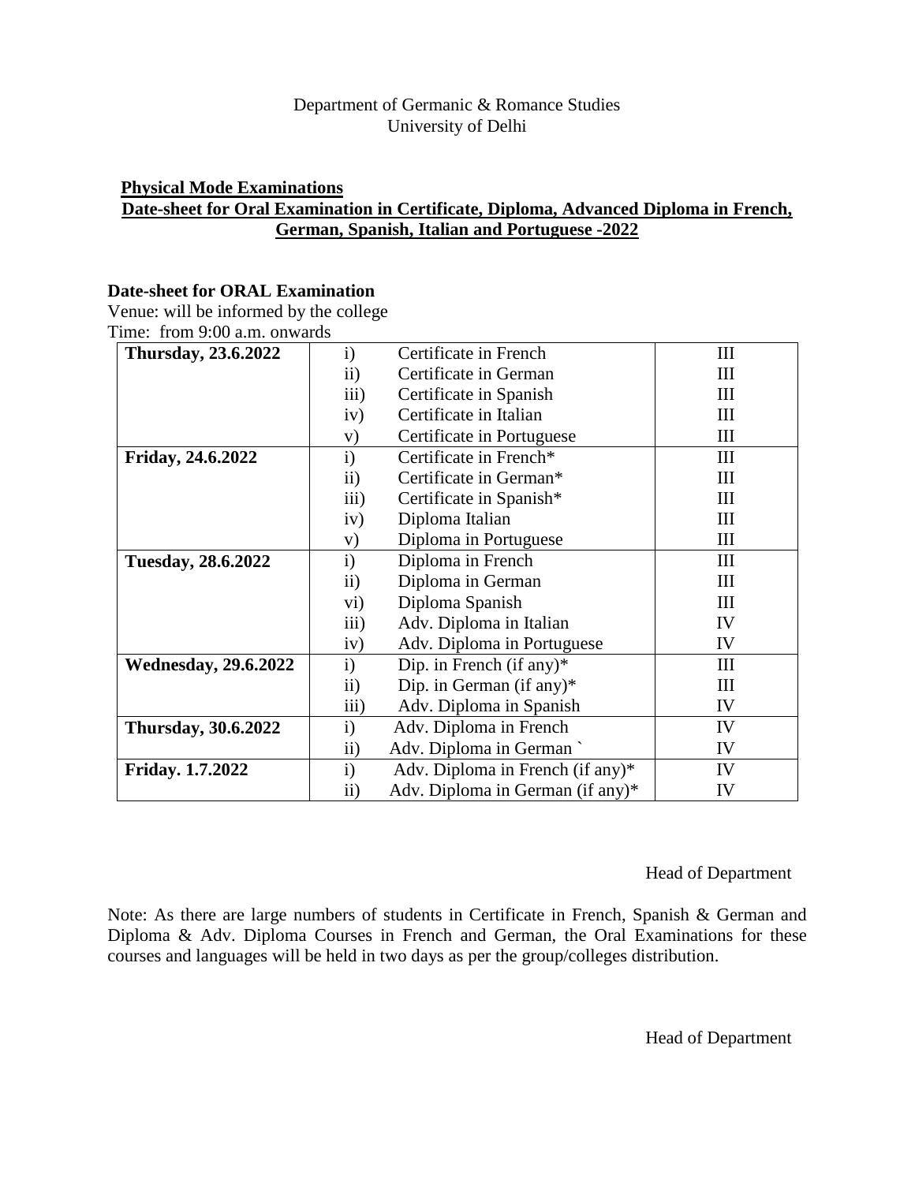Department of Germanic & Romance Studies
University of Delhi

**Physical Mode Examinations**

**Date-sheet for Oral Examination in Certificate, Diploma, Advanced Diploma in French, German, Spanish, Italian and Portuguese -2022**

**Date-sheet for ORAL Examination**

Venue: will be informed by the college

Time: from 9:00 a.m. onwards

| | | | |
|---|---|---|---|
| **Thursday, 23.6.2022** | i) | Certificate in French | III |
| | ii) | Certificate in German | III |
| | iii) | Certificate in Spanish | III |
| | iv) | Certificate in Italian | III |
| | v) | Certificate in Portuguese | III |
| **Friday, 24.6.2022** | i) | Certificate in French* | III |
| | ii) | Certificate in German* | III |
| | iii) | Certificate in Spanish* | III |
| | iv) | Diploma Italian | III |
| | v) | Diploma in Portuguese | III |
| **Tuesday, 28.6.2022** | i) | Diploma in French | III |
| | ii) | Diploma in German | III |
| | vi) | Diploma Spanish | III |
| | iii) | Adv. Diploma in Italian | IV |
| | iv) | Adv. Diploma in Portuguese | IV |
| **Wednesday, 29.6.2022** | i) | Dip. in French (if any)* | III |
| | ii) | Dip. in German (if any)* | III |
| | iii) | Adv. Diploma in Spanish | IV |
| **Thursday, 30.6.2022** | i) | Adv. Diploma in French | IV |
| | ii) | Adv. Diploma in German ` | IV |
| **Friday. 1.7.2022** | i) | Adv. Diploma in French (if any)* | IV |
| | ii) | Adv. Diploma in German (if any)* | IV |

Head of Department

Note: As there are large numbers of students in Certificate in French, Spanish & German and Diploma & Adv. Diploma Courses in French and German, the Oral Examinations for these courses and languages will be held in two days as per the group/colleges distribution.

Head of Department